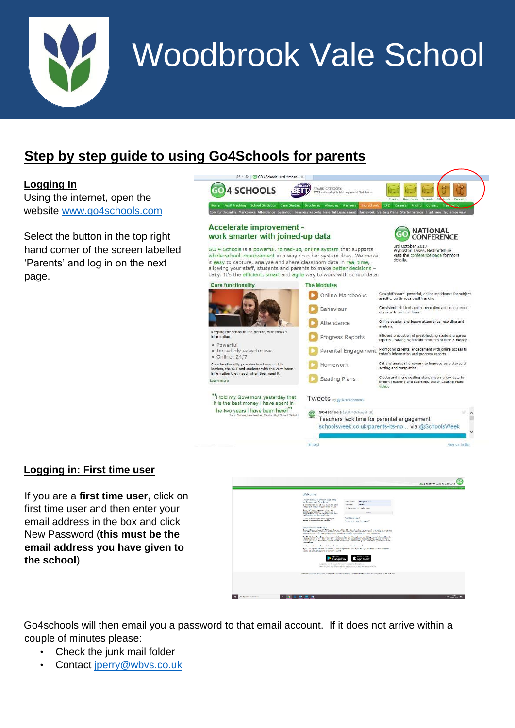# Woodbrook Vale School

## Step by step guide to using Go4Schools for parents

### Logging In

Using the internet, open the website www.go4schools.com

Select the button in the top right hand corner of the screen labelled 'Parents' and log in on the next page.

### Logging in: First time user

If you are a **first time user,** click on first time user and then enter your email address in the box and click New Password (**this must be the email address you have given to the school**)

Go4schools will then email you a password to that email account. If it does not arrive within a couple of minutes please:

- Check the junk mail folder
- Contact jperry@wbvs.co.uk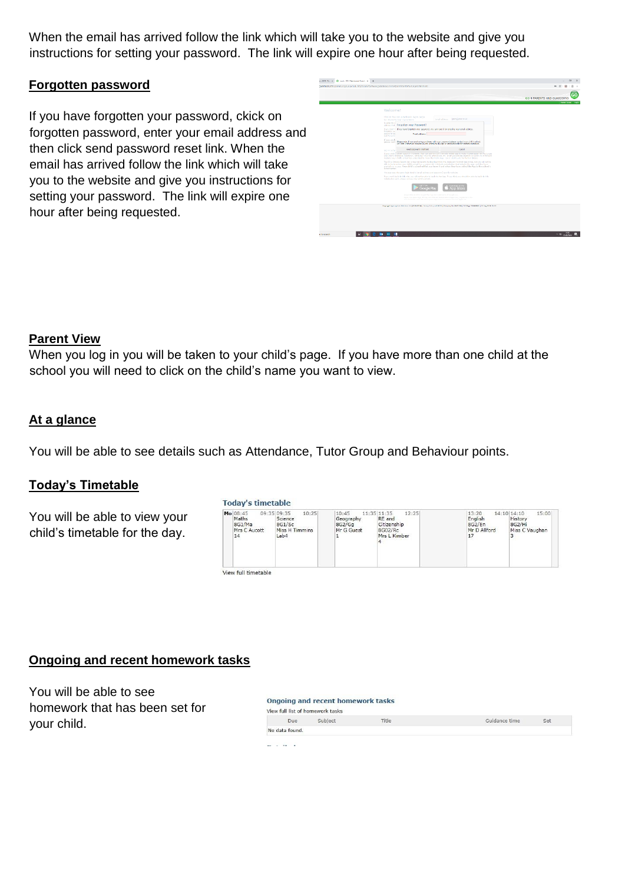When the email has arrived follow the link which will take you to the website and give you instructions for setting your password. The link will expire one hour after being requested.

## Forgotten password

If you have forgotten your password, ckick on forgotten password, enter your email address and then click send password reset link. When the email has arrived follow the link which will take you to the website and give you instructions for setting your password. The link will expire one hour after being requested.

## Parent View

When you log in you will be taken to your child's page. If you have more than one child at the school you will need to click on the child's name you want to view.

## At a glance

You will be able to see details such as Attendance, Tutor Group and Behaviour points.

## Today's Timetable

You will be able to view your child's timetable for the day.

**Today's timetable**

| Mo | 08:45 – 09:35 | 09:35 – 10:25 | | 10:45 – 11:35 | 11:35 – 12:25 | | 13:20 – 14:10 | 14:10 – 15:00 |
|---|---|---|---|---|---|---|---|---|
| | Maths<br>8G1/Ma<br>Mrs C Aucott<br>14 | Science<br>8G1/Sc<br>Miss H Timmins<br>Lab4 | | Geography<br>8G2/Gg<br>Mr G Guest<br>1 | RE and Citizenship<br>8G02/Rc<br>Mrs L Kimber<br>4 | | English<br>8G2/En<br>Mr D Allford<br>17 | History<br>8G2/Hi<br>Miss C Vaughan<br>3 |

View full timetable

## Ongoing and recent homework tasks

You will be able to see homework that has been set for your child.

**Ongoing and recent homework tasks**

View full list of homework tasks

| Due | Subject | Title | Guidance time | Set |
|---|---|---|---|---|
| No data found. | | | | |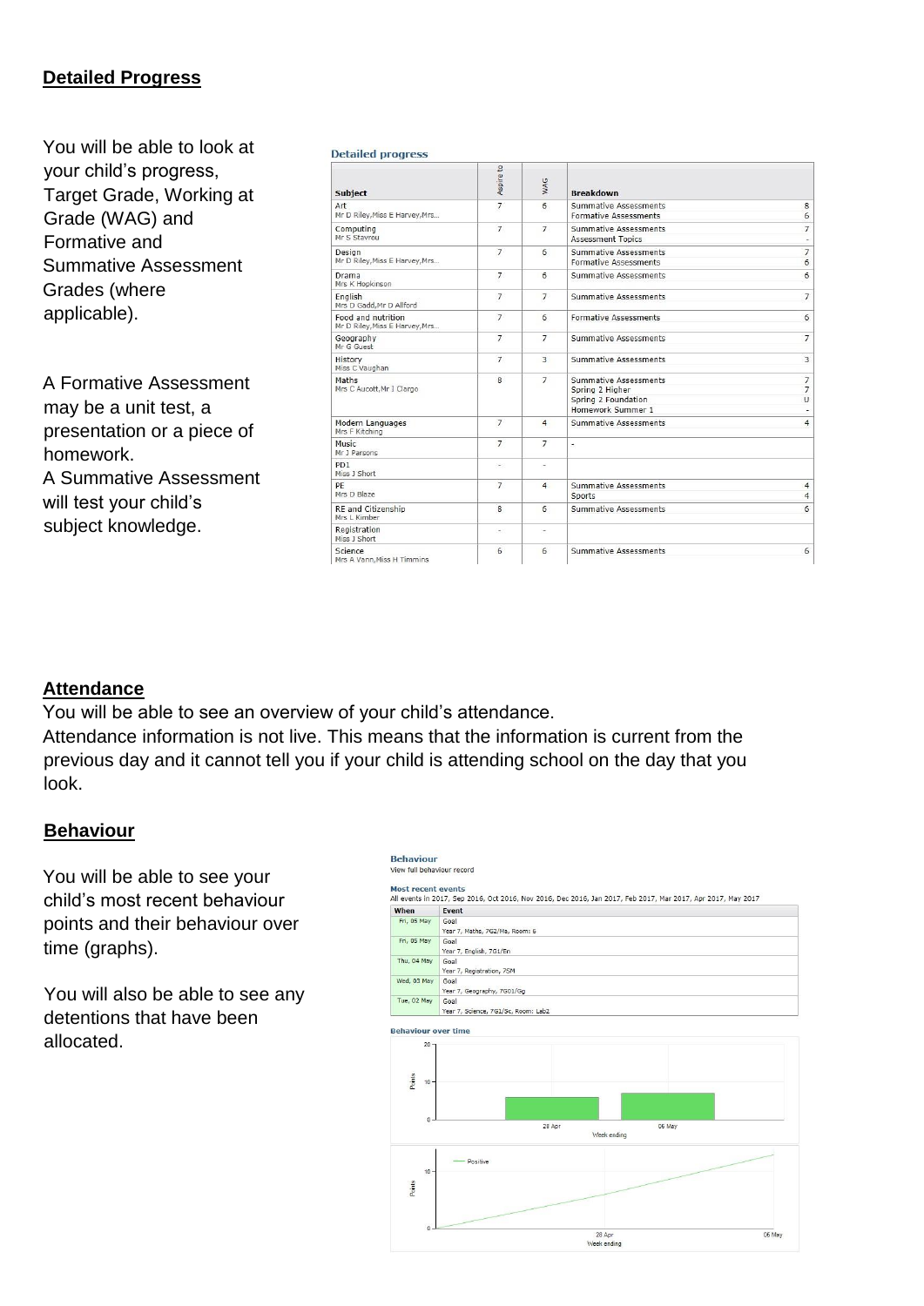## Detailed Progress

You will be able to look at your child's progress, Target Grade, Working at Grade (WAG) and Formative and Summative Assessment Grades (where applicable).

A Formative Assessment may be a unit test, a presentation or a piece of homework.

A Summative Assessment will test your child's subject knowledge.

**Detailed progress**

| Subject | Aspire to | WAG | Breakdown | |
|---|---|---|---|---|
| Art<br>Mr D Riley,Miss E Harvey,Mrs... | 7 | 6 | Summative Assessments<br>Formative Assessments | 8<br>6 |
| Computing<br>Mr S Stavrou | 7 | 7 | Summative Assessments<br>Assessment Topics | 7<br>- |
| Design<br>Mr D Riley,Miss E Harvey,Mrs... | 7 | 6 | Summative Assessments<br>Formative Assessments | 7<br>6 |
| Drama<br>Mrs K Hopkinson | 7 | 6 | Summative Assessments | 6 |
| English<br>Mrs D Gadd,Mr D Allford | 7 | 7 | Summative Assessments | 7 |
| Food and nutrition<br>Mr D Riley,Miss E Harvey,Mrs... | 7 | 6 | Formative Assessments | 6 |
| Geography<br>Mr G Guest | 7 | 7 | Summative Assessments | 7 |
| History<br>Miss C Vaughan | 7 | 3 | Summative Assessments | 3 |
| Maths<br>Mrs C Aucott,Mr I Clargo | 8 | 7 | Summative Assessments<br>Spring 2 Higher<br>Spring 2 Foundation<br>Homework Summer 1 | 7<br>7<br>U<br>- |
| Modern Languages<br>Mrs F Kitching | 7 | 4 | Summative Assessments | 4 |
| Music<br>Mr J Parsons | 7 | 7 | - | |
| PD1<br>Miss J Short | - | - | | |
| PE<br>Mrs D Blaze | 7 | 4 | Summative Assessments<br>Sports | 4<br>4 |
| RE and Citizenship<br>Mrs L Kimber | 8 | 6 | Summative Assessments | 6 |
| Registration<br>Miss J Short | - | - | | |
| Science<br>Mrs A Vann,Miss H Timmins | 6 | 6 | Summative Assessments | 6 |

## Attendance

You will be able to see an overview of your child's attendance.

Attendance information is not live. This means that the information is current from the previous day and it cannot tell you if your child is attending school on the day that you look.

## Behaviour

You will be able to see your child's most recent behaviour points and their behaviour over time (graphs).

You will also be able to see any detentions that have been allocated.

**Behaviour**

View full behaviour record

**Most recent events**

All events in 2017, Sep 2016, Oct 2016, Nov 2016, Dec 2016, Jan 2017, Feb 2017, Mar 2017, Apr 2017, May 2017

| When | Event |
|---|---|
| Fri, 05 May | Goal<br>Year 7, Maths, 7G2/Ma, Room: 6 |
| Fri, 05 May | Goal<br>Year 7, English, 7G1/En |
| Thu, 04 May | Goal<br>Year 7, Registration, 7SM |
| Wed, 03 May | Goal<br>Year 7, Geography, 7G01/Gg |
| Tue, 02 May | Goal<br>Year 7, Science, 7G1/Sc, Room: Lab2 |

**Behaviour over time**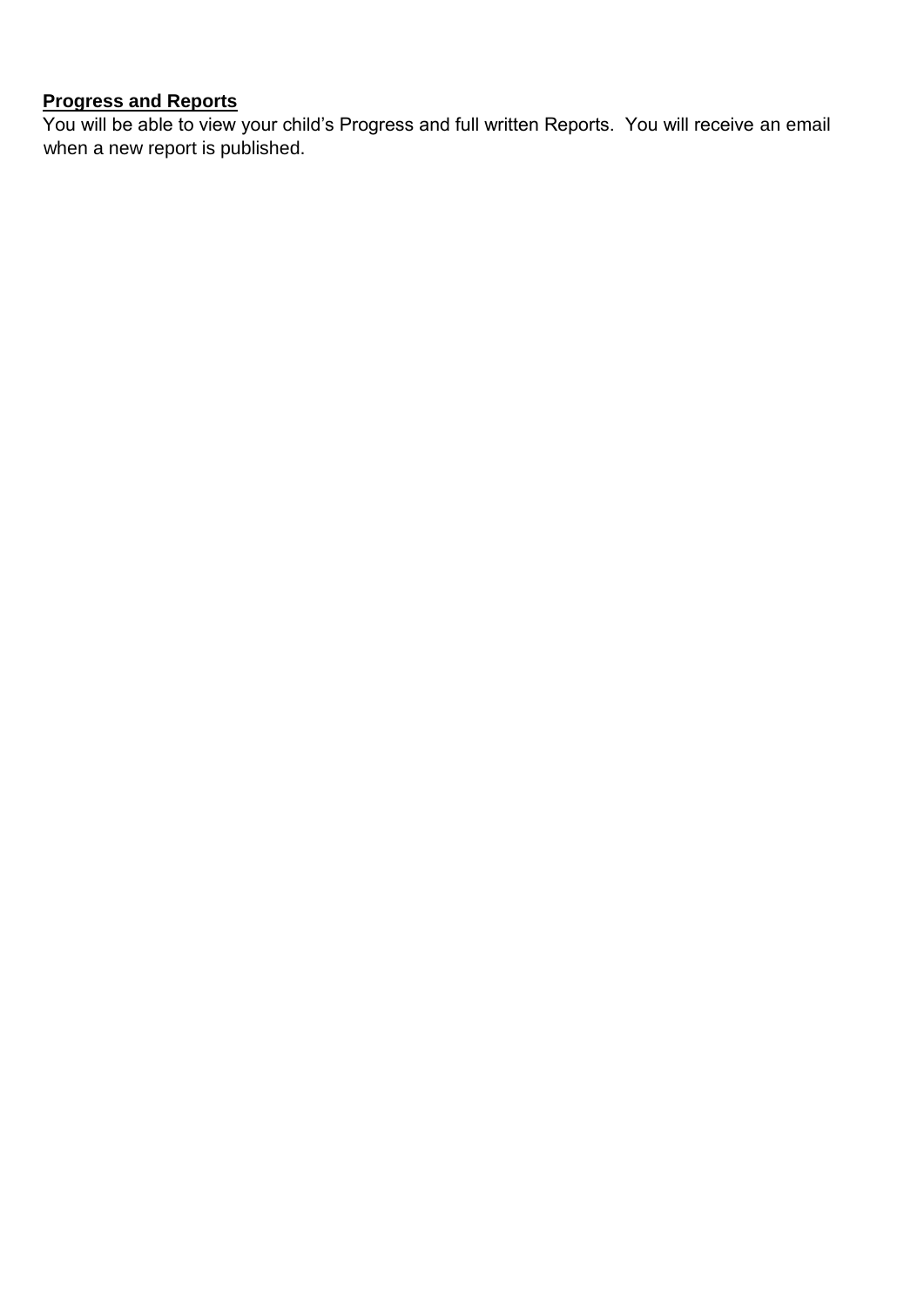**<u>Progress and Reports</u>**

You will be able to view your child's Progress and full written Reports. You will receive an email when a new report is published.